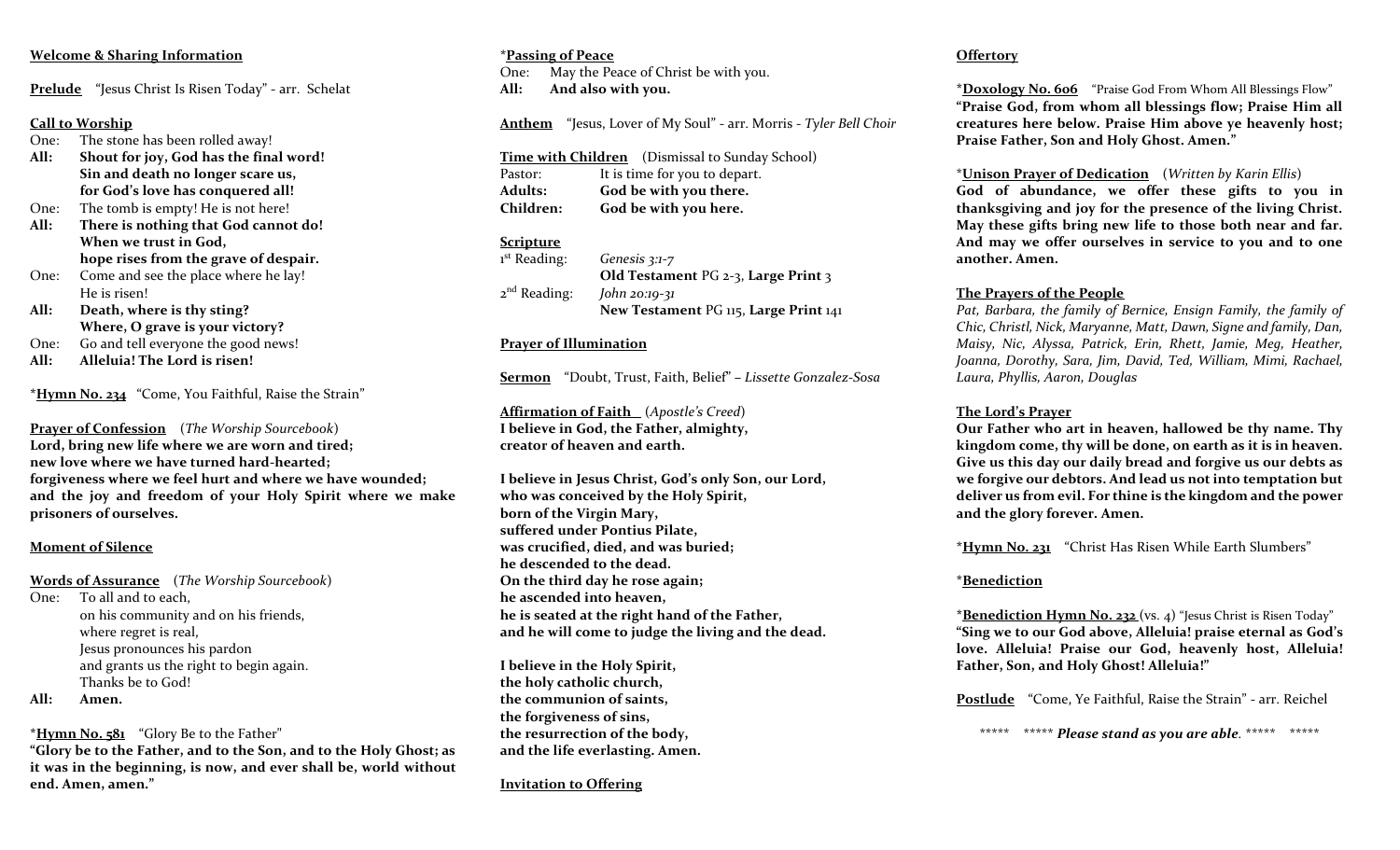**Welcome & Sharing Information**

**Prelude** "Jesus Christ Is Risen Today" - arr. Schelat

**Call to Worship**

One: The stone has been rolled away!
**All: Shout for joy, God has the final word!**
**Sin and death no longer scare us,**
**for God's love has conquered all!**
One: The tomb is empty! He is not here!
**All: There is nothing that God cannot do!**
**When we trust in God,**
**hope rises from the grave of despair.**
One: Come and see the place where he lay!
He is risen!
**All: Death, where is thy sting?**
**Where, O grave is your victory?**
One: Go and tell everyone the good news!
**All: Alleluia! The Lord is risen!**

\***Hymn No. 234** "Come, You Faithful, Raise the Strain"

**Prayer of Confession** (*The Worship Sourcebook*)
**Lord, bring new life where we are worn and tired; new love where we have turned hard-hearted; forgiveness where we feel hurt and where we have wounded; and the joy and freedom of your Holy Spirit where we make prisoners of ourselves.**

**Moment of Silence**

**Words of Assurance** (*The Worship Sourcebook*)

One: To all and to each,
on his community and on his friends,
where regret is real,
Jesus pronounces his pardon
and grants us the right to begin again.
Thanks be to God!
**All: Amen.**

\***Hymn No. 581** "Glory Be to the Father"
**"Glory be to the Father, and to the Son, and to the Holy Ghost; as it was in the beginning, is now, and ever shall be, world without end. Amen, amen."**

\***Passing of Peace**

One: May the Peace of Christ be with you.
**All: And also with you.**

**Anthem** "Jesus, Lover of My Soul" - arr. Morris - *Tyler Bell Choir*

**Time with Children** (Dismissal to Sunday School)

Pastor: It is time for you to depart.
**Adults: God be with you there.**
**Children: God be with you here.**

**Scripture**

1st Reading: *Genesis 3:1-7*
**Old Testament** PG 2-3, **Large Print** 3
2nd Reading: *John 20:19-31*
**New Testament** PG 115, **Large Print** 141

**Prayer of Illumination**

**Sermon** "Doubt, Trust, Faith, Belief" – *Lissette Gonzalez-Sosa*

**Affirmation of Faith** (*Apostle's Creed*)
**I believe in God, the Father, almighty,**
**creator of heaven and earth.**

**I believe in Jesus Christ, God's only Son, our Lord,**
**who was conceived by the Holy Spirit,**
**born of the Virgin Mary,**
**suffered under Pontius Pilate,**
**was crucified, died, and was buried;**
**he descended to the dead.**
**On the third day he rose again;**
**he ascended into heaven,**
**he is seated at the right hand of the Father,**
**and he will come to judge the living and the dead.**

**I believe in the Holy Spirit,**
**the holy catholic church,**
**the communion of saints,**
**the forgiveness of sins,**
**the resurrection of the body,**
**and the life everlasting. Amen.**

**Invitation to Offering**

**Offertory**

\***Doxology No. 606** "Praise God From Whom All Blessings Flow"
**"Praise God, from whom all blessings flow; Praise Him all creatures here below. Praise Him above ye heavenly host; Praise Father, Son and Holy Ghost. Amen."**

\***Unison Prayer of Dedication** (*Written by Karin Ellis*)
**God of abundance, we offer these gifts to you in thanksgiving and joy for the presence of the living Christ. May these gifts bring new life to those both near and far. And may we offer ourselves in service to you and to one another. Amen.**

**The Prayers of the People**
*Pat, Barbara, the family of Bernice, Ensign Family, the family of Chic, Christl, Nick, Maryanne, Matt, Dawn, Signe and family, Dan, Maisy, Nic, Alyssa, Patrick, Erin, Rhett, Jamie, Meg, Heather, Joanna, Dorothy, Sara, Jim, David, Ted, William, Mimi, Rachael, Laura, Phyllis, Aaron, Douglas*

**The Lord's Prayer**
**Our Father who art in heaven, hallowed be thy name. Thy kingdom come, thy will be done, on earth as it is in heaven. Give us this day our daily bread and forgive us our debts as we forgive our debtors. And lead us not into temptation but deliver us from evil. For thine is the kingdom and the power and the glory forever. Amen.**

\***Hymn No. 231** "Christ Has Risen While Earth Slumbers"

\***Benediction**

\***Benediction Hymn No. 232** (vs. 4) "Jesus Christ is Risen Today"
**"Sing we to our God above, Alleluia! praise eternal as God's love. Alleluia! Praise our God, heavenly host, Alleluia! Father, Son, and Holy Ghost! Alleluia!"**

**Postlude** "Come, Ye Faithful, Raise the Strain" - arr. Reichel

\*\*\*\*\* \*\*\*\*\* ***Please stand as you are able.*** \*\*\*\*\* \*\*\*\*\*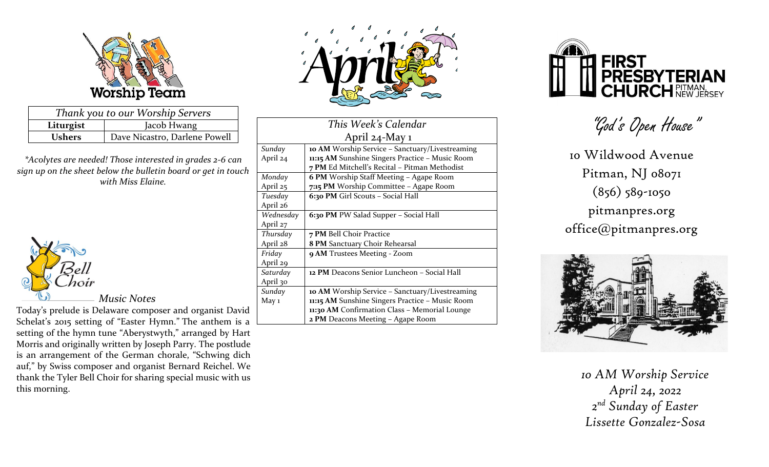Worship Team

| *Thank you to our Worship Servers* | |
|---|---|
| **Liturgist** | Jacob Hwang |
| **Ushers** | Dave Nicastro, Darlene Powell |

*\*Acolytes are needed! Those interested in grades 2-6 can sign up on the sheet below the bulletin board or get in touch with Miss Elaine.*

Bell Choir

*Music Notes*

Today's prelude is Delaware composer and organist David Schelat's 2015 setting of "Easter Hymn." The anthem is a setting of the hymn tune "Aberystwyth," arranged by Hart Morris and originally written by Joseph Parry. The postlude is an arrangement of the German chorale, "Schwing dich auf," by Swiss composer and organist Bernard Reichel. We thank the Tyler Bell Choir for sharing special music with us this morning.

April

| *This Week's Calendar* April 24-May 1 | |
|---|---|
| *Sunday* April 24 | **10 AM** Worship Service – Sanctuary/Livestreaming<br>**11:15 AM** Sunshine Singers Practice – Music Room<br>**7 PM** Ed Mitchell's Recital – Pitman Methodist |
| *Monday* April 25 | **6 PM** Worship Staff Meeting – Agape Room<br>**7:15 PM** Worship Committee – Agape Room |
| *Tuesday* April 26 | **6:30 PM** Girl Scouts – Social Hall |
| *Wednesday* April 27 | **6:30 PM** PW Salad Supper – Social Hall |
| *Thursday* April 28 | **7 PM** Bell Choir Practice<br>**8 PM** Sanctuary Choir Rehearsal |
| *Friday* April 29 | **9 AM** Trustees Meeting - Zoom |
| *Saturday* April 30 | **12 PM** Deacons Senior Luncheon – Social Hall |
| *Sunday* May 1 | **10 AM** Worship Service – Sanctuary/Livestreaming<br>**11:15 AM** Sunshine Singers Practice – Music Room<br>**11:30 AM** Confirmation Class – Memorial Lounge<br>**2 PM** Deacons Meeting – Agape Room |

# FIRST PRESBYTERIAN CHURCH PITMAN, NEW JERSEY

"God's Open House"

10 Wildwood Avenue
Pitman, NJ 08071
(856) 589-1050
pitmanpres.org
office@pitmanpres.org

*10 AM Worship Service*
*April 24, 2022*
*2nd Sunday of Easter*
*Lissette Gonzalez-Sosa*